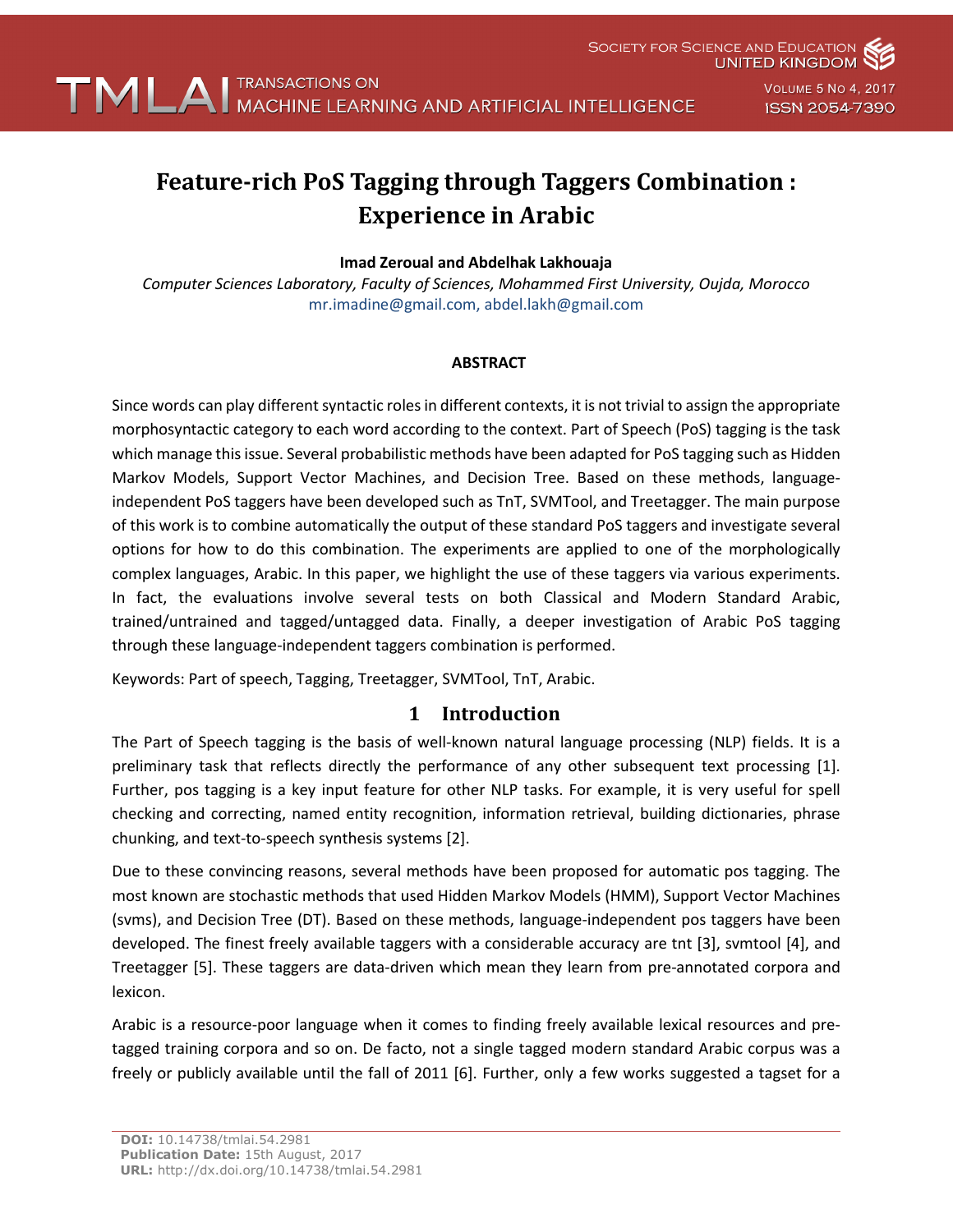# Feature-rich PoS Tagging through Taggers Combination : Experience in Arabic

**Imad Zeroual and Abdelhak Lakhouaja**

*Computer Sciences Laboratory, Faculty of Sciences, Mohammed First University, Oujda, Morocco*
mr.imadine@gmail.com, abdel.lakh@gmail.com

#### ABSTRACT

Since words can play different syntactic roles in different contexts, it is not trivial to assign the appropriate morphosyntactic category to each word according to the context. Part of Speech (PoS) tagging is the task which manage this issue. Several probabilistic methods have been adapted for PoS tagging such as Hidden Markov Models, Support Vector Machines, and Decision Tree. Based on these methods, language-independent PoS taggers have been developed such as TnT, SVMTool, and Treetagger. The main purpose of this work is to combine automatically the output of these standard PoS taggers and investigate several options for how to do this combination. The experiments are applied to one of the morphologically complex languages, Arabic. In this paper, we highlight the use of these taggers via various experiments. In fact, the evaluations involve several tests on both Classical and Modern Standard Arabic, trained/untrained and tagged/untagged data. Finally, a deeper investigation of Arabic PoS tagging through these language-independent taggers combination is performed.

Keywords: Part of speech, Tagging, Treetagger, SVMTool, TnT, Arabic.

## 1 Introduction

The Part of Speech tagging is the basis of well-known natural language processing (NLP) fields. It is a preliminary task that reflects directly the performance of any other subsequent text processing [1]. Further, pos tagging is a key input feature for other NLP tasks. For example, it is very useful for spell checking and correcting, named entity recognition, information retrieval, building dictionaries, phrase chunking, and text-to-speech synthesis systems [2].

Due to these convincing reasons, several methods have been proposed for automatic pos tagging. The most known are stochastic methods that used Hidden Markov Models (HMM), Support Vector Machines (svms), and Decision Tree (DT). Based on these methods, language-independent pos taggers have been developed. The finest freely available taggers with a considerable accuracy are tnt [3], svmtool [4], and Treetagger [5]. These taggers are data-driven which mean they learn from pre-annotated corpora and lexicon.

Arabic is a resource-poor language when it comes to finding freely available lexical resources and pre-tagged training corpora and so on. De facto, not a single tagged modern standard Arabic corpus was a freely or publicly available until the fall of 2011 [6]. Further, only a few works suggested a tagset for a

**DOI:** 10.14738/tmlai.54.2981
**Publication Date:** 15th August, 2017
**URL:** http://dx.doi.org/10.14738/tmlai.54.2981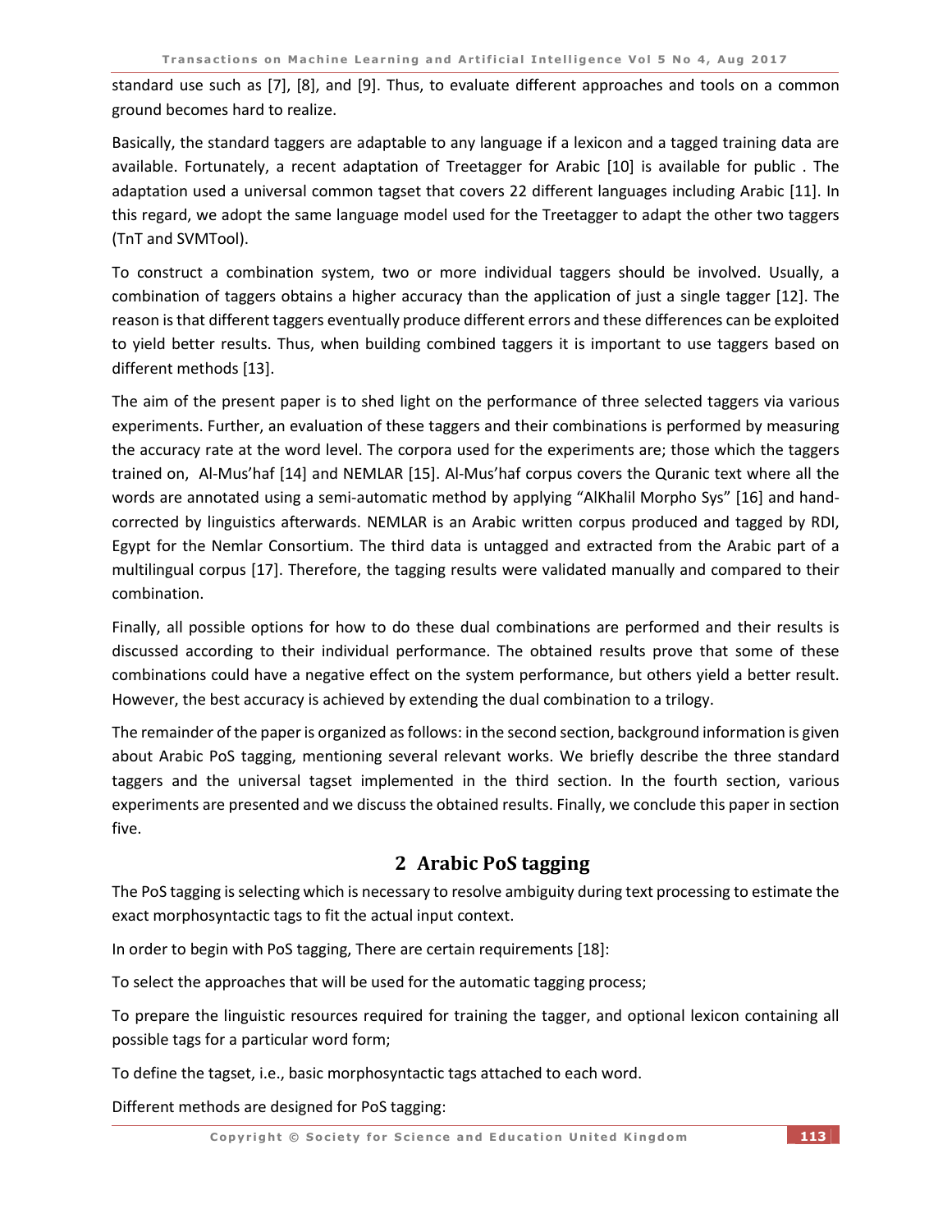standard use such as [7], [8], and [9]. Thus, to evaluate different approaches and tools on a common ground becomes hard to realize.

Basically, the standard taggers are adaptable to any language if a lexicon and a tagged training data are available. Fortunately, a recent adaptation of Treetagger for Arabic [10] is available for public . The adaptation used a universal common tagset that covers 22 different languages including Arabic [11]. In this regard, we adopt the same language model used for the Treetagger to adapt the other two taggers (TnT and SVMTool).

To construct a combination system, two or more individual taggers should be involved. Usually, a combination of taggers obtains a higher accuracy than the application of just a single tagger [12]. The reason is that different taggers eventually produce different errors and these differences can be exploited to yield better results. Thus, when building combined taggers it is important to use taggers based on different methods [13].

The aim of the present paper is to shed light on the performance of three selected taggers via various experiments. Further, an evaluation of these taggers and their combinations is performed by measuring the accuracy rate at the word level. The corpora used for the experiments are; those which the taggers trained on, Al-Mus'haf [14] and NEMLAR [15]. Al-Mus'haf corpus covers the Quranic text where all the words are annotated using a semi-automatic method by applying "AlKhalil Morpho Sys" [16] and hand-corrected by linguistics afterwards. NEMLAR is an Arabic written corpus produced and tagged by RDI, Egypt for the Nemlar Consortium. The third data is untagged and extracted from the Arabic part of a multilingual corpus [17]. Therefore, the tagging results were validated manually and compared to their combination.

Finally, all possible options for how to do these dual combinations are performed and their results is discussed according to their individual performance. The obtained results prove that some of these combinations could have a negative effect on the system performance, but others yield a better result. However, the best accuracy is achieved by extending the dual combination to a trilogy.

The remainder of the paper is organized as follows: in the second section, background information is given about Arabic PoS tagging, mentioning several relevant works. We briefly describe the three standard taggers and the universal tagset implemented in the third section. In the fourth section, various experiments are presented and we discuss the obtained results. Finally, we conclude this paper in section five.

## 2 Arabic PoS tagging

The PoS tagging is selecting which is necessary to resolve ambiguity during text processing to estimate the exact morphosyntactic tags to fit the actual input context.

In order to begin with PoS tagging, There are certain requirements [18]:

To select the approaches that will be used for the automatic tagging process;

To prepare the linguistic resources required for training the tagger, and optional lexicon containing all possible tags for a particular word form;

To define the tagset, i.e., basic morphosyntactic tags attached to each word.

Different methods are designed for PoS tagging: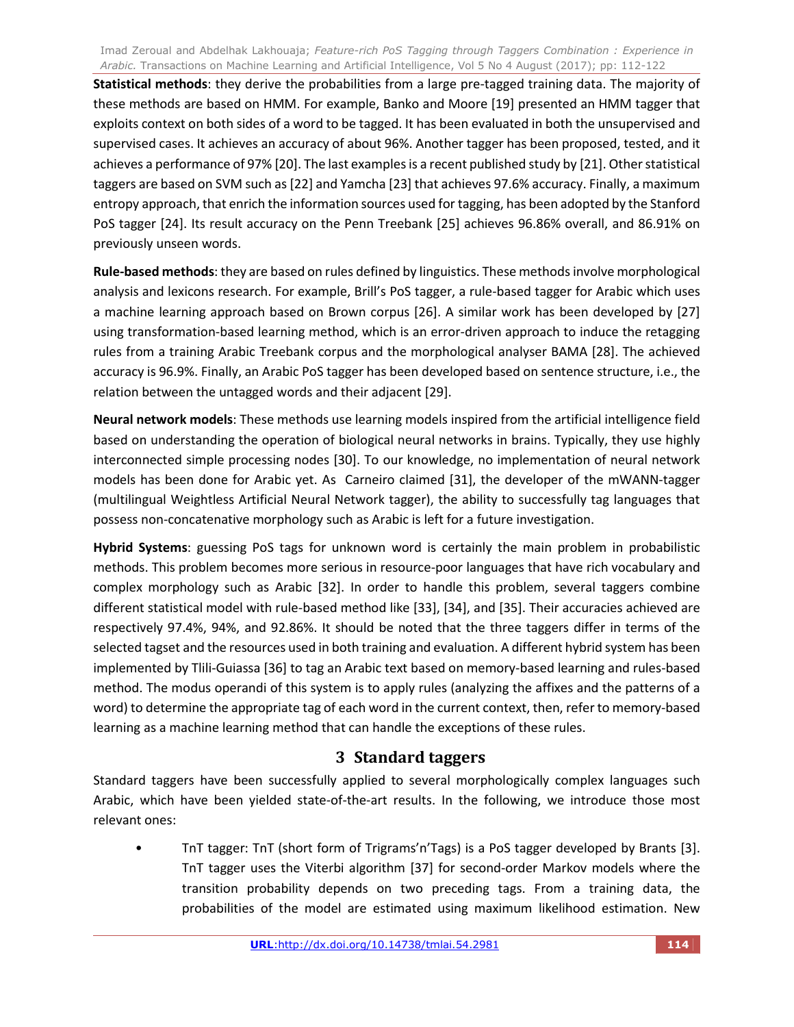**Statistical methods**: they derive the probabilities from a large pre-tagged training data. The majority of these methods are based on HMM. For example, Banko and Moore [19] presented an HMM tagger that exploits context on both sides of a word to be tagged. It has been evaluated in both the unsupervised and supervised cases. It achieves an accuracy of about 96%. Another tagger has been proposed, tested, and it achieves a performance of 97% [20]. The last examples is a recent published study by [21]. Other statistical taggers are based on SVM such as [22] and Yamcha [23] that achieves 97.6% accuracy. Finally, a maximum entropy approach, that enrich the information sources used for tagging, has been adopted by the Stanford PoS tagger [24]. Its result accuracy on the Penn Treebank [25] achieves 96.86% overall, and 86.91% on previously unseen words.

**Rule-based methods**: they are based on rules defined by linguistics. These methods involve morphological analysis and lexicons research. For example, Brill's PoS tagger, a rule-based tagger for Arabic which uses a machine learning approach based on Brown corpus [26]. A similar work has been developed by [27] using transformation-based learning method, which is an error-driven approach to induce the retagging rules from a training Arabic Treebank corpus and the morphological analyser BAMA [28]. The achieved accuracy is 96.9%. Finally, an Arabic PoS tagger has been developed based on sentence structure, i.e., the relation between the untagged words and their adjacent [29].

**Neural network models**: These methods use learning models inspired from the artificial intelligence field based on understanding the operation of biological neural networks in brains. Typically, they use highly interconnected simple processing nodes [30]. To our knowledge, no implementation of neural network models has been done for Arabic yet. As Carneiro claimed [31], the developer of the mWANN-tagger (multilingual Weightless Artificial Neural Network tagger), the ability to successfully tag languages that possess non-concatenative morphology such as Arabic is left for a future investigation.

**Hybrid Systems**: guessing PoS tags for unknown word is certainly the main problem in probabilistic methods. This problem becomes more serious in resource-poor languages that have rich vocabulary and complex morphology such as Arabic [32]. In order to handle this problem, several taggers combine different statistical model with rule-based method like [33], [34], and [35]. Their accuracies achieved are respectively 97.4%, 94%, and 92.86%. It should be noted that the three taggers differ in terms of the selected tagset and the resources used in both training and evaluation. A different hybrid system has been implemented by Tlili-Guiassa [36] to tag an Arabic text based on memory-based learning and rules-based method. The modus operandi of this system is to apply rules (analyzing the affixes and the patterns of a word) to determine the appropriate tag of each word in the current context, then, refer to memory-based learning as a machine learning method that can handle the exceptions of these rules.

# 3 Standard taggers

Standard taggers have been successfully applied to several morphologically complex languages such Arabic, which have been yielded state-of-the-art results. In the following, we introduce those most relevant ones:

- TnT tagger: TnT (short form of Trigrams'n'Tags) is a PoS tagger developed by Brants [3]. TnT tagger uses the Viterbi algorithm [37] for second-order Markov models where the transition probability depends on two preceding tags. From a training data, the probabilities of the model are estimated using maximum likelihood estimation. New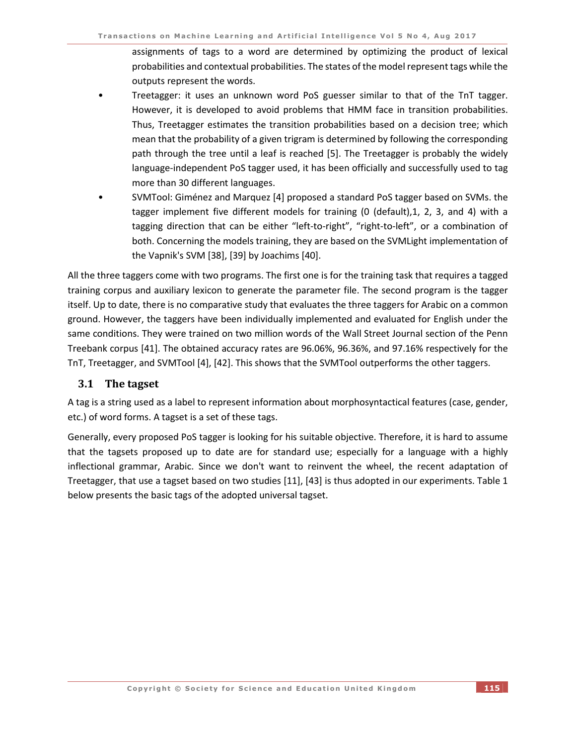assignments of tags to a word are determined by optimizing the product of lexical probabilities and contextual probabilities. The states of the model represent tags while the outputs represent the words.

- Treetagger: it uses an unknown word PoS guesser similar to that of the TnT tagger. However, it is developed to avoid problems that HMM face in transition probabilities. Thus, Treetagger estimates the transition probabilities based on a decision tree; which mean that the probability of a given trigram is determined by following the corresponding path through the tree until a leaf is reached [5]. The Treetagger is probably the widely language-independent PoS tagger used, it has been officially and successfully used to tag more than 30 different languages.
- SVMTool: Giménez and Marquez [4] proposed a standard PoS tagger based on SVMs. the tagger implement five different models for training (0 (default),1, 2, 3, and 4) with a tagging direction that can be either "left-to-right", "right-to-left", or a combination of both. Concerning the models training, they are based on the SVMLight implementation of the Vapnik's SVM [38], [39] by Joachims [40].

All the three taggers come with two programs. The first one is for the training task that requires a tagged training corpus and auxiliary lexicon to generate the parameter file. The second program is the tagger itself. Up to date, there is no comparative study that evaluates the three taggers for Arabic on a common ground. However, the taggers have been individually implemented and evaluated for English under the same conditions. They were trained on two million words of the Wall Street Journal section of the Penn Treebank corpus [41]. The obtained accuracy rates are 96.06%, 96.36%, and 97.16% respectively for the TnT, Treetagger, and SVMTool [4], [42]. This shows that the SVMTool outperforms the other taggers.

## 3.1 The tagset

A tag is a string used as a label to represent information about morphosyntactical features (case, gender, etc.) of word forms. A tagset is a set of these tags.

Generally, every proposed PoS tagger is looking for his suitable objective. Therefore, it is hard to assume that the tagsets proposed up to date are for standard use; especially for a language with a highly inflectional grammar, Arabic. Since we don't want to reinvent the wheel, the recent adaptation of Treetagger, that use a tagset based on two studies [11], [43] is thus adopted in our experiments. Table 1 below presents the basic tags of the adopted universal tagset.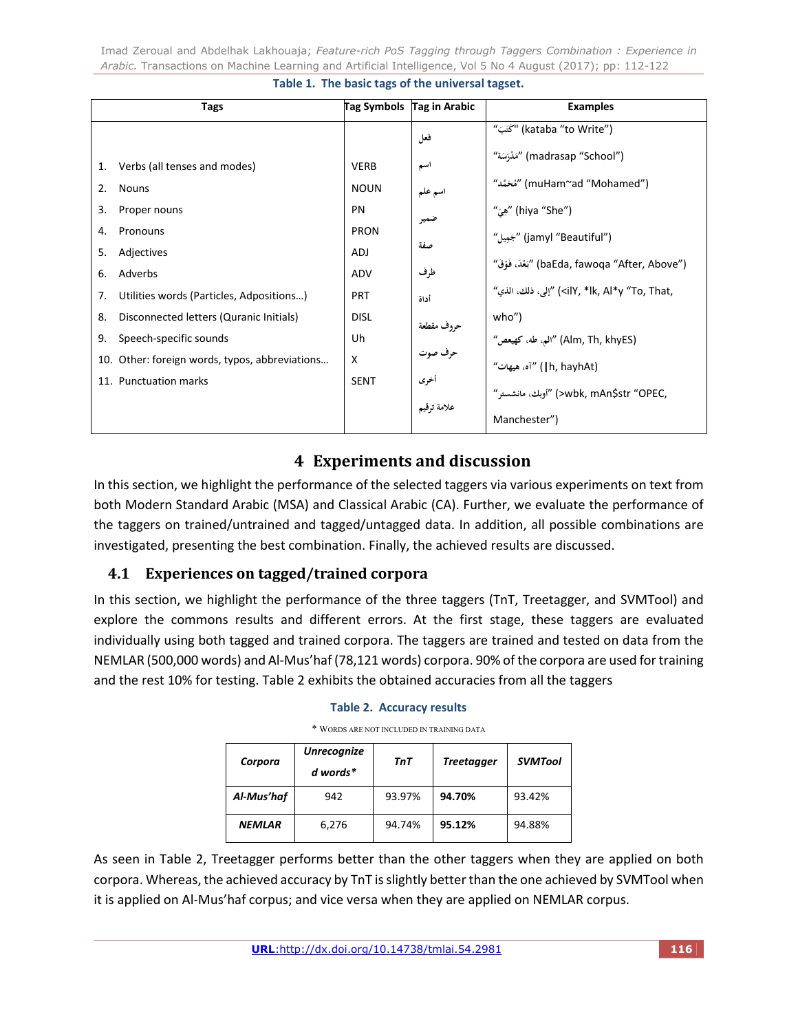**Table 1. The basic tags of the universal tagset.**

| Tags | Tag Symbols | Tag in Arabic | Examples |
|---|---|---|---|
| 1. Verbs (all tenses and modes) | VERB | فعل | "كَتَبَ" (kataba "to Write") |
| 2. Nouns | NOUN | اسم | "مَدْرَسَة" (madrasap "School") |
| 3. Proper nouns | PN | اسم علم | "مُحَمَّد" (muHam~ad "Mohamed") |
| 4. Pronouns | PRON | ضمير | "هِيَ" (hiya "She") |
| 5. Adjectives | ADJ | صفة | "جَمِيل" (jamyl "Beautiful") |
| 6. Adverbs | ADV | ظرف | "بَعْدَ، فَوْقَ" (baEda, fawoqa "After, Above") |
| 7. Utilities words (Particles, Adpositions…) | PRT | أداة | "إلى، ذلك، الذي" (<ilY, *lk, Al*y "To, That, who") |
| 8. Disconnected letters (Quranic Initials) | DISL | حروف مقطعة | "الم، طه، كهيعص" (Alm, Th, khyES) |
| 9. Speech-specific sounds | Uh | حرف صوت | "آه، هيهات" (|h, hayhAt) |
| 10. Other: foreign words, typos, abbreviations… | X | أخرى | "أوبك، مانشستر" (>wbk, mAn$str "OPEC, Manchester") |
| 11. Punctuation marks | SENT | علامة ترقيم | |

# 4 Experiments and discussion

In this section, we highlight the performance of the selected taggers via various experiments on text from both Modern Standard Arabic (MSA) and Classical Arabic (CA). Further, we evaluate the performance of the taggers on trained/untrained and tagged/untagged data. In addition, all possible combinations are investigated, presenting the best combination. Finally, the achieved results are discussed.

## 4.1 Experiences on tagged/trained corpora

In this section, we highlight the performance of the three taggers (TnT, Treetagger, and SVMTool) and explore the commons results and different errors. At the first stage, these taggers are evaluated individually using both tagged and trained corpora. The taggers are trained and tested on data from the NEMLAR (500,000 words) and Al-Mus'haf (78,121 words) corpora. 90% of the corpora are used for training and the rest 10% for testing. Table 2 exhibits the obtained accuracies from all the taggers

**Table 2. Accuracy results**

\* Words are not included in training data

| *Corpora* | *Unrecognized words\** | *TnT* | *Treetagger* | *SVMTool* |
|---|---|---|---|---|
| ***Al-Mus'haf*** | 942 | 93.97% | **94.70%** | 93.42% |
| ***NEMLAR*** | 6,276 | 94.74% | **95.12%** | 94.88% |

As seen in Table 2, Treetagger performs better than the other taggers when they are applied on both corpora. Whereas, the achieved accuracy by TnT is slightly better than the one achieved by SVMTool when it is applied on Al-Mus'haf corpus; and vice versa when they are applied on NEMLAR corpus.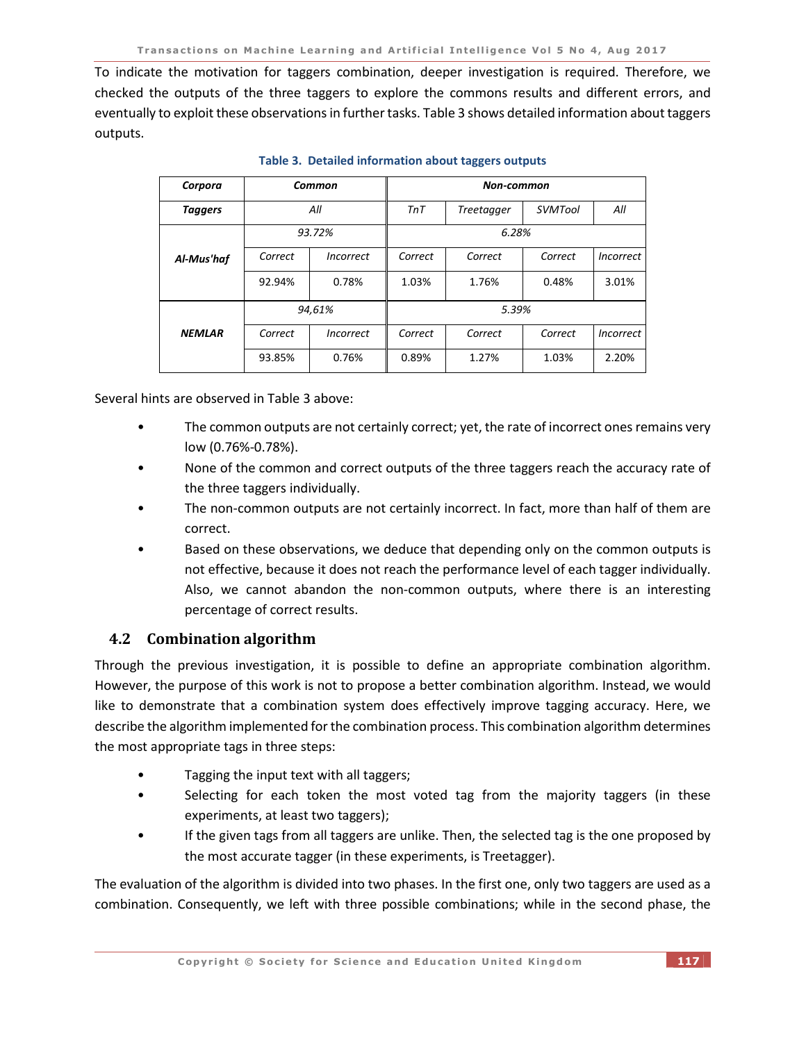To indicate the motivation for taggers combination, deeper investigation is required. Therefore, we checked the outputs of the three taggers to explore the commons results and different errors, and eventually to exploit these observations in further tasks. Table 3 shows detailed information about taggers outputs.

**Table 3. Detailed information about taggers outputs**

| *Corpora* | *Common* | | *Non-common* | | | |
|---|---|---|---|---|---|---|
| *Taggers* | *All* | | *TnT* | *Treetagger* | *SVMTool* | *All* |
| ***Al-Mus'haf*** | *93.72%* | | *6.28%* | | | |
| | *Correct* | *Incorrect* | *Correct* | *Correct* | *Correct* | *Incorrect* |
| | 92.94% | 0.78% | 1.03% | 1.76% | 0.48% | 3.01% |
| ***NEMLAR*** | *94,61%* | | *5.39%* | | | |
| | *Correct* | *Incorrect* | *Correct* | *Correct* | *Correct* | *Incorrect* |
| | 93.85% | 0.76% | 0.89% | 1.27% | 1.03% | 2.20% |

Several hints are observed in Table 3 above:

- The common outputs are not certainly correct; yet, the rate of incorrect ones remains very low (0.76%-0.78%).
- None of the common and correct outputs of the three taggers reach the accuracy rate of the three taggers individually.
- The non-common outputs are not certainly incorrect. In fact, more than half of them are correct.
- Based on these observations, we deduce that depending only on the common outputs is not effective, because it does not reach the performance level of each tagger individually. Also, we cannot abandon the non-common outputs, where there is an interesting percentage of correct results.

## 4.2 Combination algorithm

Through the previous investigation, it is possible to define an appropriate combination algorithm. However, the purpose of this work is not to propose a better combination algorithm. Instead, we would like to demonstrate that a combination system does effectively improve tagging accuracy. Here, we describe the algorithm implemented for the combination process. This combination algorithm determines the most appropriate tags in three steps:

- Tagging the input text with all taggers;
- Selecting for each token the most voted tag from the majority taggers (in these experiments, at least two taggers);
- If the given tags from all taggers are unlike. Then, the selected tag is the one proposed by the most accurate tagger (in these experiments, is Treetagger).

The evaluation of the algorithm is divided into two phases. In the first one, only two taggers are used as a combination. Consequently, we left with three possible combinations; while in the second phase, the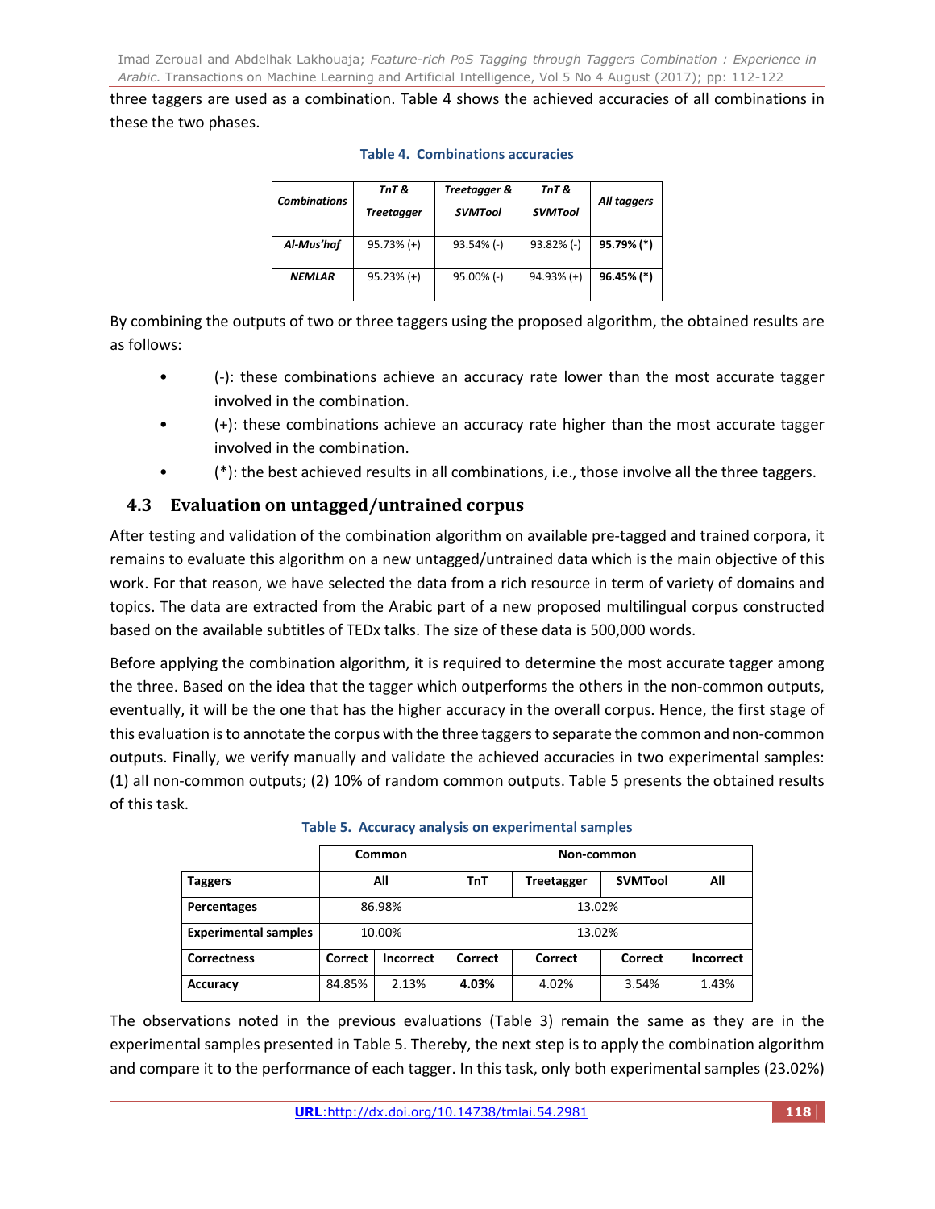three taggers are used as a combination. Table 4 shows the achieved accuracies of all combinations in these the two phases.

**Table 4. Combinations accuracies**

| *Combinations* | *TnT & Treetagger* | *Treetagger & SVMTool* | *TnT & SVMTool* | *All taggers* |
|---|---|---|---|---|
| *Al-Mus'haf* | 95.73% (+) | 93.54% (-) | 93.82% (-) | **95.79% (*)** |
| *NEMLAR* | 95.23% (+) | 95.00% (-) | 94.93% (+) | **96.45% (*)** |

By combining the outputs of two or three taggers using the proposed algorithm, the obtained results are as follows:

- (-): these combinations achieve an accuracy rate lower than the most accurate tagger involved in the combination.
- (+): these combinations achieve an accuracy rate higher than the most accurate tagger involved in the combination.
- (*): the best achieved results in all combinations, i.e., those involve all the three taggers.

## 4.3 Evaluation on untagged/untrained corpus

After testing and validation of the combination algorithm on available pre-tagged and trained corpora, it remains to evaluate this algorithm on a new untagged/untrained data which is the main objective of this work. For that reason, we have selected the data from a rich resource in term of variety of domains and topics. The data are extracted from the Arabic part of a new proposed multilingual corpus constructed based on the available subtitles of TEDx talks. The size of these data is 500,000 words.

Before applying the combination algorithm, it is required to determine the most accurate tagger among the three. Based on the idea that the tagger which outperforms the others in the non-common outputs, eventually, it will be the one that has the higher accuracy in the overall corpus. Hence, the first stage of this evaluation is to annotate the corpus with the three taggers to separate the common and non-common outputs. Finally, we verify manually and validate the achieved accuracies in two experimental samples: (1) all non-common outputs; (2) 10% of random common outputs. Table 5 presents the obtained results of this task.

**Table 5. Accuracy analysis on experimental samples**

| | **Common** | | **Non-common** | | | |
|---|---|---|---|---|---|---|
| **Taggers** | **All** | | **TnT** | **Treetagger** | **SVMTool** | **All** |
| **Percentages** | 86.98% | | 13.02% | | | |
| **Experimental samples** | 10.00% | | 13.02% | | | |
| **Correctness** | **Correct** | **Incorrect** | **Correct** | **Correct** | **Correct** | **Incorrect** |
| **Accuracy** | 84.85% | 2.13% | **4.03%** | 4.02% | 3.54% | 1.43% |

The observations noted in the previous evaluations (Table 3) remain the same as they are in the experimental samples presented in Table 5. Thereby, the next step is to apply the combination algorithm and compare it to the performance of each tagger. In this task, only both experimental samples (23.02%)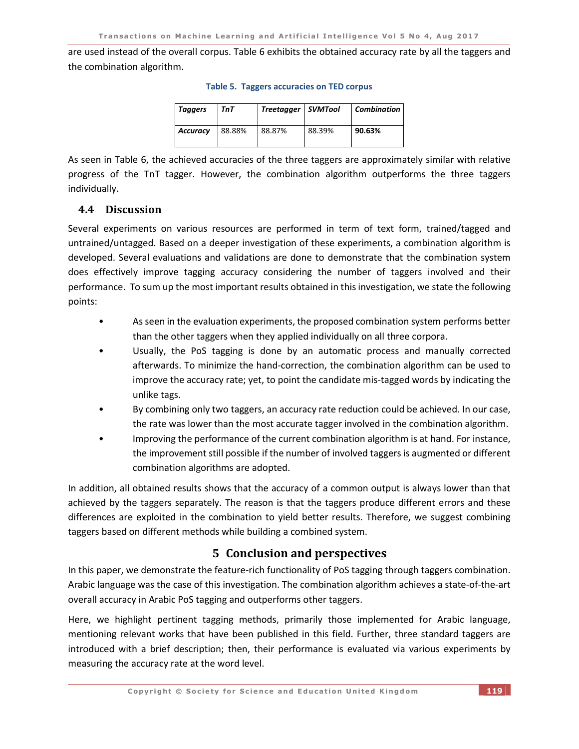are used instead of the overall corpus. Table 6 exhibits the obtained accuracy rate by all the taggers and the combination algorithm.

**Table 5. Taggers accuracies on TED corpus**

| *Taggers* | *TnT* | *Treetagger* | *SVMTool* | *Combination* |
|---|---|---|---|---|
| ***Accuracy*** | 88.88% | 88.87% | 88.39% | **90.63%** |

As seen in Table 6, the achieved accuracies of the three taggers are approximately similar with relative progress of the TnT tagger. However, the combination algorithm outperforms the three taggers individually.

### 4.4 Discussion

Several experiments on various resources are performed in term of text form, trained/tagged and untrained/untagged. Based on a deeper investigation of these experiments, a combination algorithm is developed. Several evaluations and validations are done to demonstrate that the combination system does effectively improve tagging accuracy considering the number of taggers involved and their performance. To sum up the most important results obtained in this investigation, we state the following points:

- As seen in the evaluation experiments, the proposed combination system performs better than the other taggers when they applied individually on all three corpora.
- Usually, the PoS tagging is done by an automatic process and manually corrected afterwards. To minimize the hand-correction, the combination algorithm can be used to improve the accuracy rate; yet, to point the candidate mis-tagged words by indicating the unlike tags.
- By combining only two taggers, an accuracy rate reduction could be achieved. In our case, the rate was lower than the most accurate tagger involved in the combination algorithm.
- Improving the performance of the current combination algorithm is at hand. For instance, the improvement still possible if the number of involved taggers is augmented or different combination algorithms are adopted.

In addition, all obtained results shows that the accuracy of a common output is always lower than that achieved by the taggers separately. The reason is that the taggers produce different errors and these differences are exploited in the combination to yield better results. Therefore, we suggest combining taggers based on different methods while building a combined system.

## 5 Conclusion and perspectives

In this paper, we demonstrate the feature-rich functionality of PoS tagging through taggers combination. Arabic language was the case of this investigation. The combination algorithm achieves a state-of-the-art overall accuracy in Arabic PoS tagging and outperforms other taggers.

Here, we highlight pertinent tagging methods, primarily those implemented for Arabic language, mentioning relevant works that have been published in this field. Further, three standard taggers are introduced with a brief description; then, their performance is evaluated via various experiments by measuring the accuracy rate at the word level.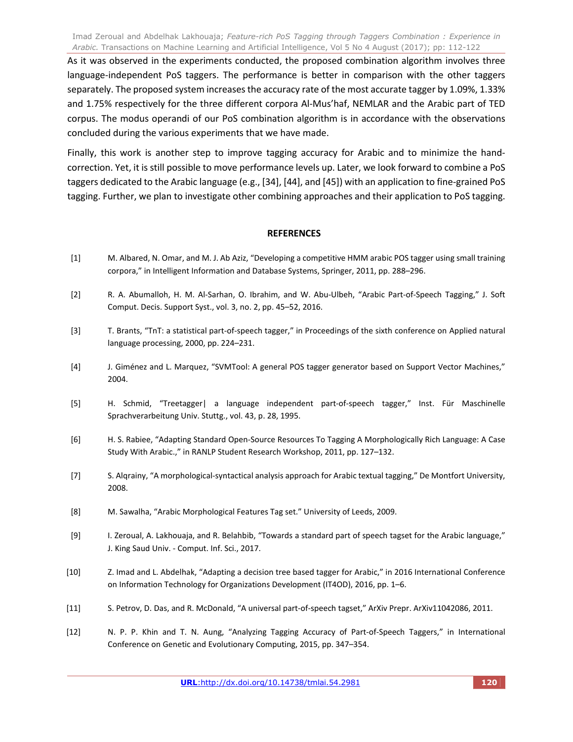As it was observed in the experiments conducted, the proposed combination algorithm involves three language-independent PoS taggers. The performance is better in comparison with the other taggers separately. The proposed system increases the accuracy rate of the most accurate tagger by 1.09%, 1.33% and 1.75% respectively for the three different corpora Al-Mus'haf, NEMLAR and the Arabic part of TED corpus. The modus operandi of our PoS combination algorithm is in accordance with the observations concluded during the various experiments that we have made.

Finally, this work is another step to improve tagging accuracy for Arabic and to minimize the hand-correction. Yet, it is still possible to move performance levels up. Later, we look forward to combine a PoS taggers dedicated to the Arabic language (e.g., [34], [44], and [45]) with an application to fine-grained PoS tagging. Further, we plan to investigate other combining approaches and their application to PoS tagging.

## REFERENCES

[1] M. Albared, N. Omar, and M. J. Ab Aziz, "Developing a competitive HMM arabic POS tagger using small training corpora," in Intelligent Information and Database Systems, Springer, 2011, pp. 288–296.

[2] R. A. Abumalloh, H. M. Al-Sarhan, O. Ibrahim, and W. Abu-Ulbeh, "Arabic Part-of-Speech Tagging," J. Soft Comput. Decis. Support Syst., vol. 3, no. 2, pp. 45–52, 2016.

[3] T. Brants, "TnT: a statistical part-of-speech tagger," in Proceedings of the sixth conference on Applied natural language processing, 2000, pp. 224–231.

[4] J. Giménez and L. Marquez, "SVMTool: A general POS tagger generator based on Support Vector Machines," 2004.

[5] H. Schmid, "Treetagger| a language independent part-of-speech tagger," Inst. Für Maschinelle Sprachverarbeitung Univ. Stuttg., vol. 43, p. 28, 1995.

[6] H. S. Rabiee, "Adapting Standard Open-Source Resources To Tagging A Morphologically Rich Language: A Case Study With Arabic.," in RANLP Student Research Workshop, 2011, pp. 127–132.

[7] S. Alqrainy, "A morphological-syntactical analysis approach for Arabic textual tagging," De Montfort University, 2008.

[8] M. Sawalha, "Arabic Morphological Features Tag set." University of Leeds, 2009.

[9] I. Zeroual, A. Lakhouaja, and R. Belahbib, "Towards a standard part of speech tagset for the Arabic language," J. King Saud Univ. - Comput. Inf. Sci., 2017.

[10] Z. Imad and L. Abdelhak, "Adapting a decision tree based tagger for Arabic," in 2016 International Conference on Information Technology for Organizations Development (IT4OD), 2016, pp. 1–6.

[11] S. Petrov, D. Das, and R. McDonald, "A universal part-of-speech tagset," ArXiv Prepr. ArXiv11042086, 2011.

[12] N. P. P. Khin and T. N. Aung, "Analyzing Tagging Accuracy of Part-of-Speech Taggers," in International Conference on Genetic and Evolutionary Computing, 2015, pp. 347–354.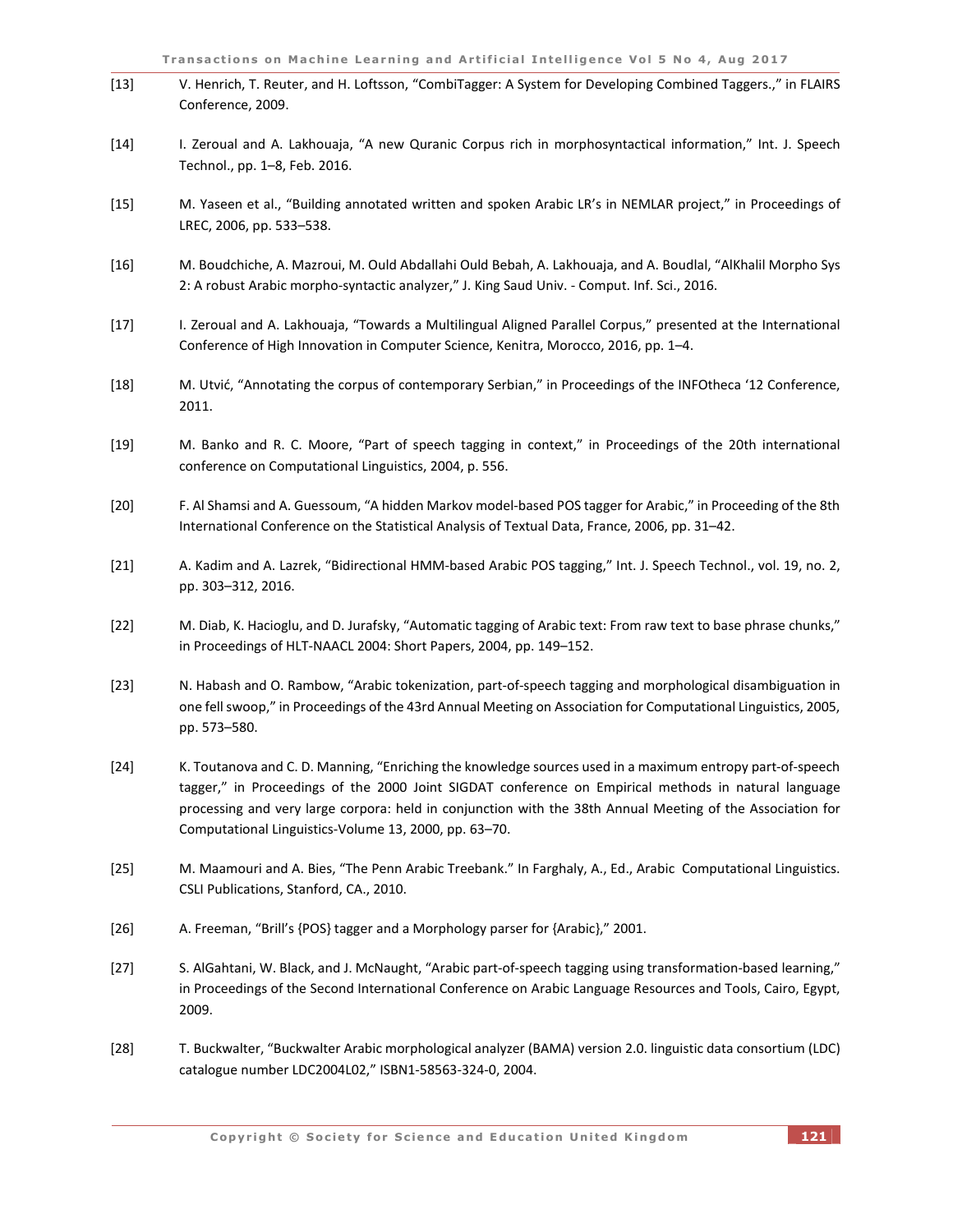[13] V. Henrich, T. Reuter, and H. Loftsson, "CombiTagger: A System for Developing Combined Taggers.," in FLAIRS Conference, 2009.

[14] I. Zeroual and A. Lakhouaja, "A new Quranic Corpus rich in morphosyntactical information," Int. J. Speech Technol., pp. 1–8, Feb. 2016.

[15] M. Yaseen et al., "Building annotated written and spoken Arabic LR's in NEMLAR project," in Proceedings of LREC, 2006, pp. 533–538.

[16] M. Boudchiche, A. Mazroui, M. Ould Abdallahi Ould Bebah, A. Lakhouaja, and A. Boudlal, "AlKhalil Morpho Sys 2: A robust Arabic morpho-syntactic analyzer," J. King Saud Univ. - Comput. Inf. Sci., 2016.

[17] I. Zeroual and A. Lakhouaja, "Towards a Multilingual Aligned Parallel Corpus," presented at the International Conference of High Innovation in Computer Science, Kenitra, Morocco, 2016, pp. 1–4.

[18] M. Utvić, "Annotating the corpus of contemporary Serbian," in Proceedings of the INFOtheca '12 Conference, 2011.

[19] M. Banko and R. C. Moore, "Part of speech tagging in context," in Proceedings of the 20th international conference on Computational Linguistics, 2004, p. 556.

[20] F. Al Shamsi and A. Guessoum, "A hidden Markov model-based POS tagger for Arabic," in Proceeding of the 8th International Conference on the Statistical Analysis of Textual Data, France, 2006, pp. 31–42.

[21] A. Kadim and A. Lazrek, "Bidirectional HMM-based Arabic POS tagging," Int. J. Speech Technol., vol. 19, no. 2, pp. 303–312, 2016.

[22] M. Diab, K. Hacioglu, and D. Jurafsky, "Automatic tagging of Arabic text: From raw text to base phrase chunks," in Proceedings of HLT-NAACL 2004: Short Papers, 2004, pp. 149–152.

[23] N. Habash and O. Rambow, "Arabic tokenization, part-of-speech tagging and morphological disambiguation in one fell swoop," in Proceedings of the 43rd Annual Meeting on Association for Computational Linguistics, 2005, pp. 573–580.

[24] K. Toutanova and C. D. Manning, "Enriching the knowledge sources used in a maximum entropy part-of-speech tagger," in Proceedings of the 2000 Joint SIGDAT conference on Empirical methods in natural language processing and very large corpora: held in conjunction with the 38th Annual Meeting of the Association for Computational Linguistics-Volume 13, 2000, pp. 63–70.

[25] M. Maamouri and A. Bies, "The Penn Arabic Treebank." In Farghaly, A., Ed., Arabic Computational Linguistics. CSLI Publications, Stanford, CA., 2010.

[26] A. Freeman, "Brill's {POS} tagger and a Morphology parser for {Arabic}," 2001.

[27] S. AlGahtani, W. Black, and J. McNaught, "Arabic part-of-speech tagging using transformation-based learning," in Proceedings of the Second International Conference on Arabic Language Resources and Tools, Cairo, Egypt, 2009.

[28] T. Buckwalter, "Buckwalter Arabic morphological analyzer (BAMA) version 2.0. linguistic data consortium (LDC) catalogue number LDC2004L02," ISBN1-58563-324-0, 2004.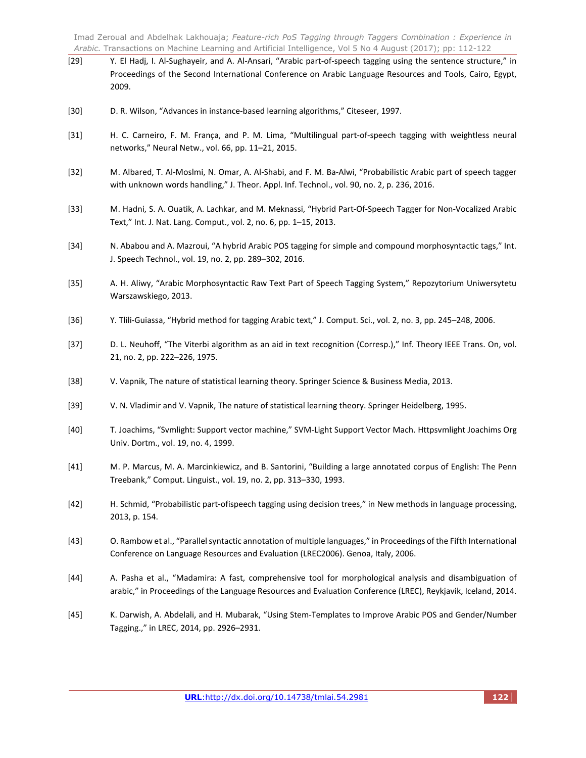[29] Y. El Hadj, I. Al-Sughayeir, and A. Al-Ansari, “Arabic part-of-speech tagging using the sentence structure,” in Proceedings of the Second International Conference on Arabic Language Resources and Tools, Cairo, Egypt, 2009.

[30] D. R. Wilson, “Advances in instance-based learning algorithms,” Citeseer, 1997.

[31] H. C. Carneiro, F. M. França, and P. M. Lima, “Multilingual part-of-speech tagging with weightless neural networks,” Neural Netw., vol. 66, pp. 11–21, 2015.

[32] M. Albared, T. Al-Moslmi, N. Omar, A. Al-Shabi, and F. M. Ba-Alwi, “Probabilistic Arabic part of speech tagger with unknown words handling,” J. Theor. Appl. Inf. Technol., vol. 90, no. 2, p. 236, 2016.

[33] M. Hadni, S. A. Ouatik, A. Lachkar, and M. Meknassi, “Hybrid Part-Of-Speech Tagger for Non-Vocalized Arabic Text,” Int. J. Nat. Lang. Comput., vol. 2, no. 6, pp. 1–15, 2013.

[34] N. Ababou and A. Mazroui, “A hybrid Arabic POS tagging for simple and compound morphosyntactic tags,” Int. J. Speech Technol., vol. 19, no. 2, pp. 289–302, 2016.

[35] A. H. Aliwy, “Arabic Morphosyntactic Raw Text Part of Speech Tagging System,” Repozytorium Uniwersytetu Warszawskiego, 2013.

[36] Y. Tlili-Guiassa, “Hybrid method for tagging Arabic text,” J. Comput. Sci., vol. 2, no. 3, pp. 245–248, 2006.

[37] D. L. Neuhoff, “The Viterbi algorithm as an aid in text recognition (Corresp.),” Inf. Theory IEEE Trans. On, vol. 21, no. 2, pp. 222–226, 1975.

[38] V. Vapnik, The nature of statistical learning theory. Springer Science & Business Media, 2013.

[39] V. N. Vladimir and V. Vapnik, The nature of statistical learning theory. Springer Heidelberg, 1995.

[40] T. Joachims, “Svmlight: Support vector machine,” SVM-Light Support Vector Mach. Httpsvmlight Joachims Org Univ. Dortm., vol. 19, no. 4, 1999.

[41] M. P. Marcus, M. A. Marcinkiewicz, and B. Santorini, “Building a large annotated corpus of English: The Penn Treebank,” Comput. Linguist., vol. 19, no. 2, pp. 313–330, 1993.

[42] H. Schmid, “Probabilistic part-ofispeech tagging using decision trees,” in New methods in language processing, 2013, p. 154.

[43] O. Rambow et al., “Parallel syntactic annotation of multiple languages,” in Proceedings of the Fifth International Conference on Language Resources and Evaluation (LREC2006). Genoa, Italy, 2006.

[44] A. Pasha et al., “Madamira: A fast, comprehensive tool for morphological analysis and disambiguation of arabic,” in Proceedings of the Language Resources and Evaluation Conference (LREC), Reykjavik, Iceland, 2014.

[45] K. Darwish, A. Abdelali, and H. Mubarak, “Using Stem-Templates to Improve Arabic POS and Gender/Number Tagging.,” in LREC, 2014, pp. 2926–2931.